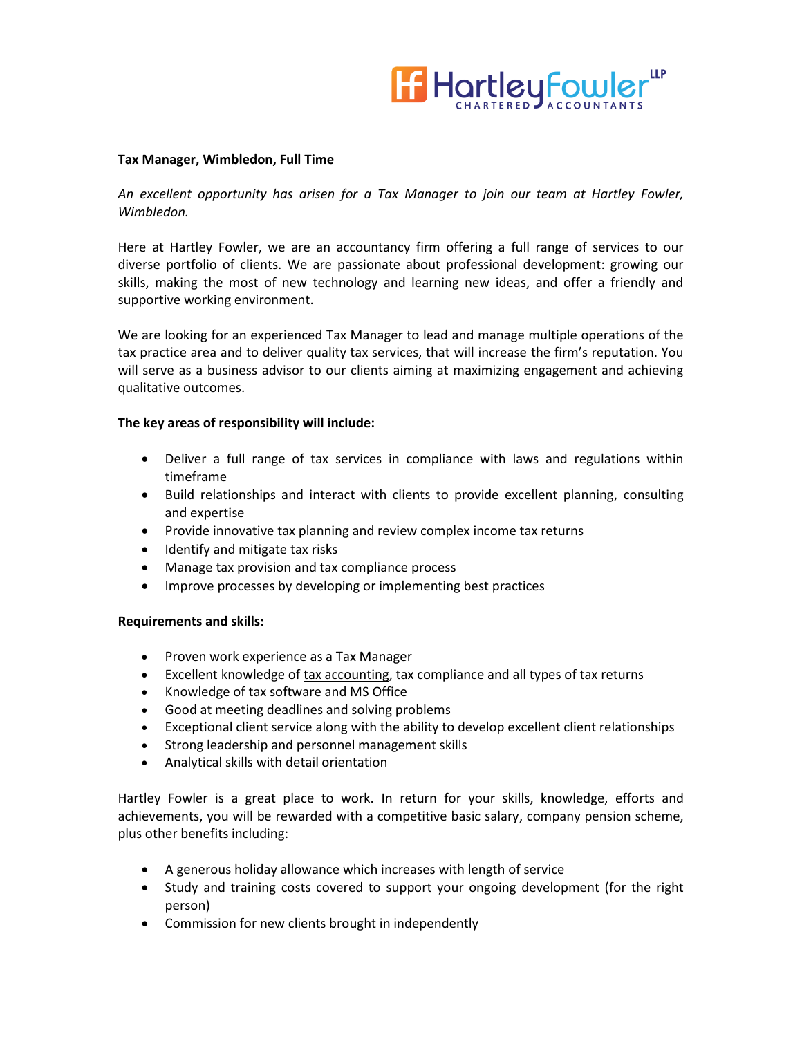**Tax Manager, Wimbledon, Full Time**

*An excellent opportunity has arisen for a Tax Manager to join our team at Hartley Fowler, Wimbledon.*

Here at Hartley Fowler, we are an accountancy firm offering a full range of services to our diverse portfolio of clients. We are passionate about professional development: growing our skills, making the most of new technology and learning new ideas, and offer a friendly and supportive working environment.

We are looking for an experienced Tax Manager to lead and manage multiple operations of the tax practice area and to deliver quality tax services, that will increase the firm's reputation. You will serve as a business advisor to our clients aiming at maximizing engagement and achieving qualitative outcomes.

**The key areas of responsibility will include:**

- Deliver a full range of tax services in compliance with laws and regulations within timeframe
- Build relationships and interact with clients to provide excellent planning, consulting and expertise
- Provide innovative tax planning and review complex income tax returns
- Identify and mitigate tax risks
- Manage tax provision and tax compliance process
- Improve processes by developing or implementing best practices

**Requirements and skills:**

- Proven work experience as a Tax Manager
- Excellent knowledge of tax accounting, tax compliance and all types of tax returns
- Knowledge of tax software and MS Office
- Good at meeting deadlines and solving problems
- Exceptional client service along with the ability to develop excellent client relationships
- Strong leadership and personnel management skills
- Analytical skills with detail orientation

Hartley Fowler is a great place to work. In return for your skills, knowledge, efforts and achievements, you will be rewarded with a competitive basic salary, company pension scheme, plus other benefits including:

- A generous holiday allowance which increases with length of service
- Study and training costs covered to support your ongoing development (for the right person)
- Commission for new clients brought in independently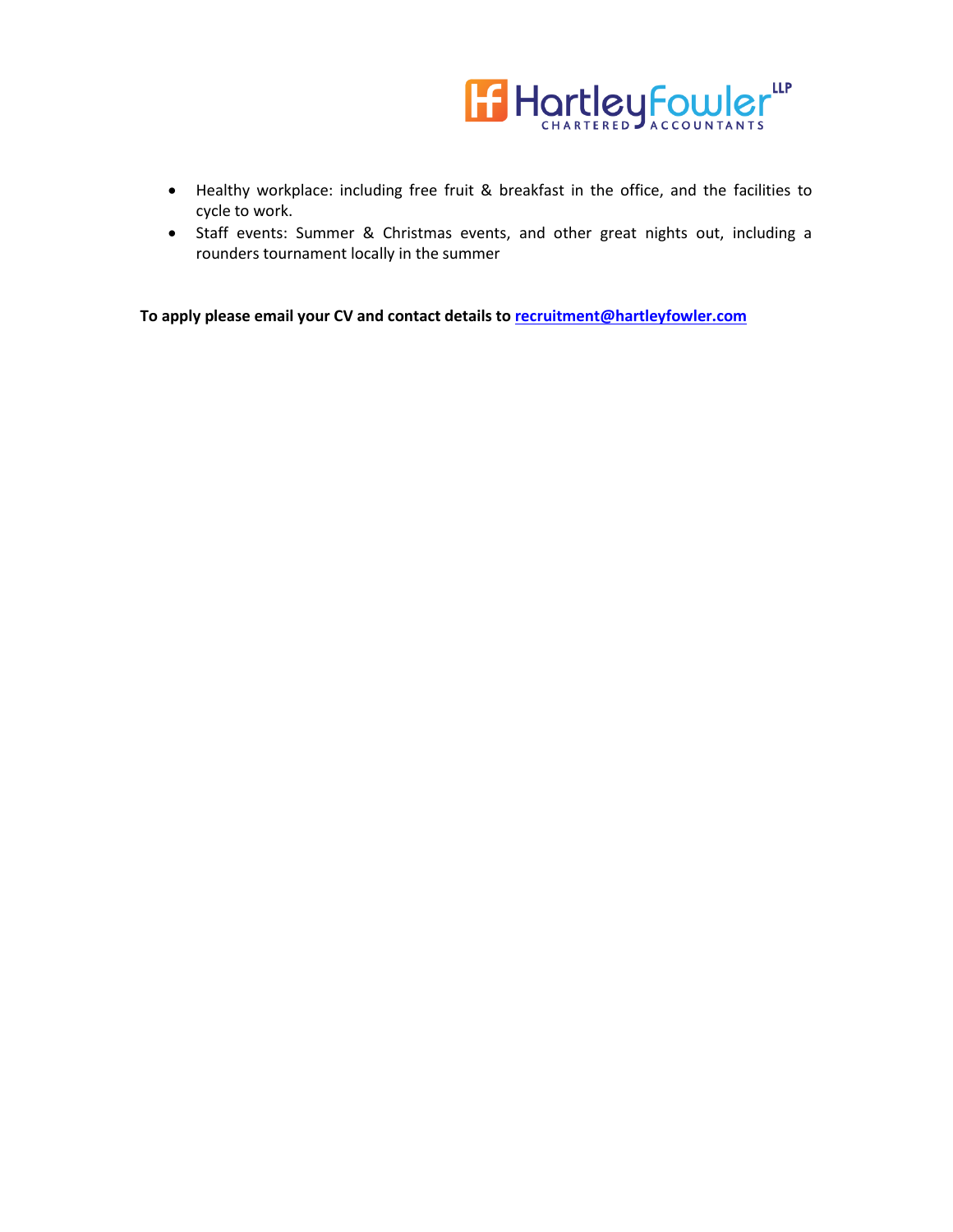- Healthy workplace: including free fruit & breakfast in the office, and the facilities to cycle to work.
- Staff events: Summer & Christmas events, and other great nights out, including a rounders tournament locally in the summer

**To apply please email your CV and contact details to recruitment@hartleyfowler.com**